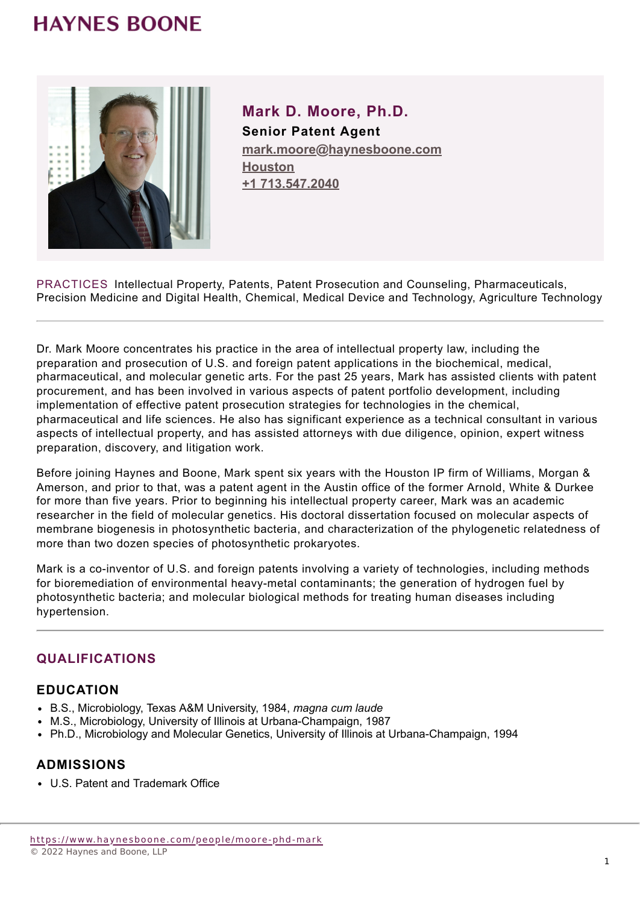HAYNES BOONE

# Mark D. Moore, Ph.D.

**Senior Patent Agent**

mark.moore@haynesboone.com

Houston

+1 713.547.2040

PRACTICES Intellectual Property, Patents, Patent Prosecution and Counseling, Pharmaceuticals, Precision Medicine and Digital Health, Chemical, Medical Device and Technology, Agriculture Technology

---

Dr. Mark Moore concentrates his practice in the area of intellectual property law, including the preparation and prosecution of U.S. and foreign patent applications in the biochemical, medical, pharmaceutical, and molecular genetic arts. For the past 25 years, Mark has assisted clients with patent procurement, and has been involved in various aspects of patent portfolio development, including implementation of effective patent prosecution strategies for technologies in the chemical, pharmaceutical and life sciences. He also has significant experience as a technical consultant in various aspects of intellectual property, and has assisted attorneys with due diligence, opinion, expert witness preparation, discovery, and litigation work.

Before joining Haynes and Boone, Mark spent six years with the Houston IP firm of Williams, Morgan & Amerson, and prior to that, was a patent agent in the Austin office of the former Arnold, White & Durkee for more than five years. Prior to beginning his intellectual property career, Mark was an academic researcher in the field of molecular genetics. His doctoral dissertation focused on molecular aspects of membrane biogenesis in photosynthetic bacteria, and characterization of the phylogenetic relatedness of more than two dozen species of photosynthetic prokaryotes.

Mark is a co-inventor of U.S. and foreign patents involving a variety of technologies, including methods for bioremediation of environmental heavy-metal contaminants; the generation of hydrogen fuel by photosynthetic bacteria; and molecular biological methods for treating human diseases including hypertension.

---

## QUALIFICATIONS

### EDUCATION

- B.S., Microbiology, Texas A&M University, 1984, *magna cum laude*
- M.S., Microbiology, University of Illinois at Urbana-Champaign, 1987
- Ph.D., Microbiology and Molecular Genetics, University of Illinois at Urbana-Champaign, 1994

### ADMISSIONS

- U.S. Patent and Trademark Office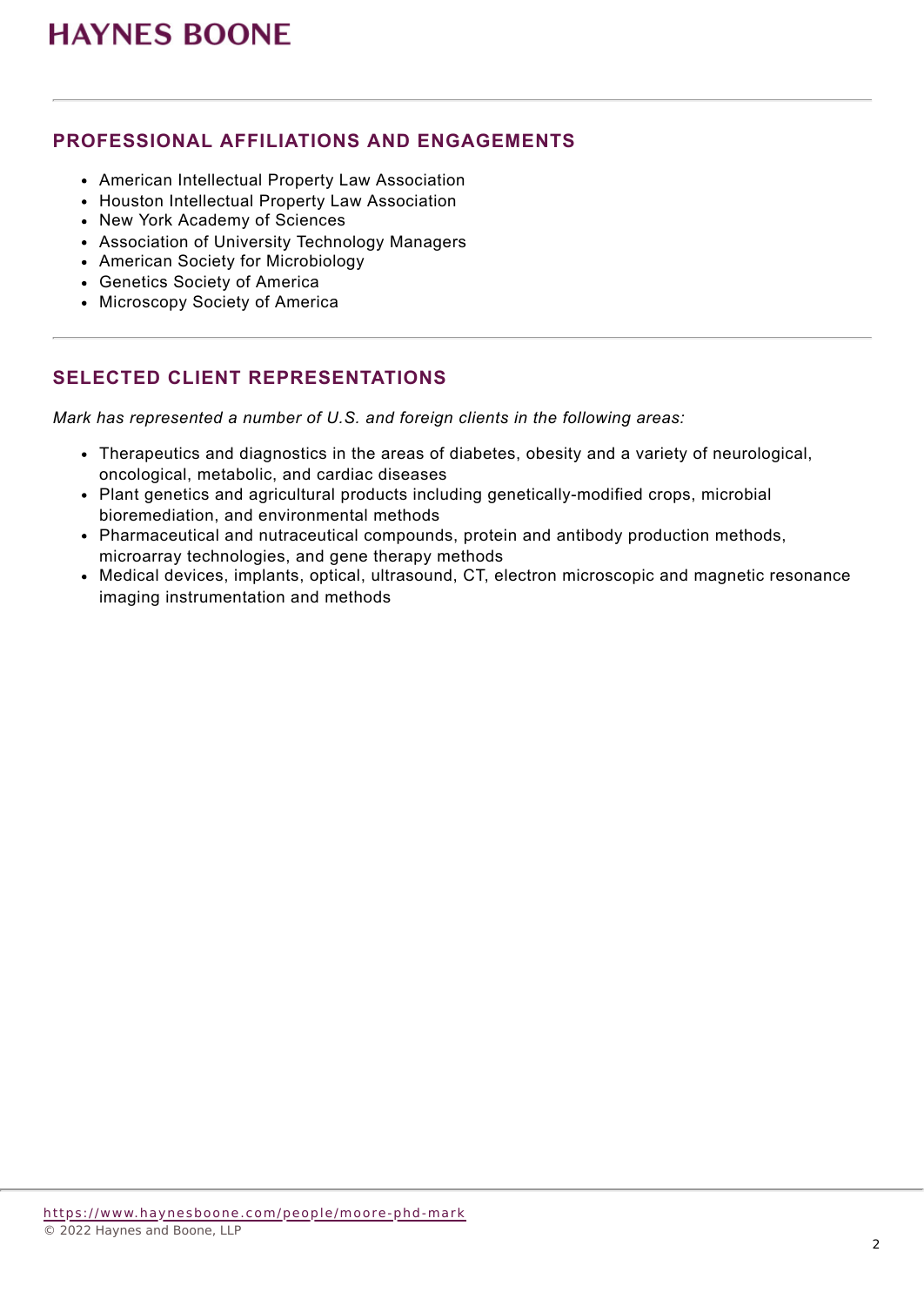## PROFESSIONAL AFFILIATIONS AND ENGAGEMENTS

- American Intellectual Property Law Association
- Houston Intellectual Property Law Association
- New York Academy of Sciences
- Association of University Technology Managers
- American Society for Microbiology
- Genetics Society of America
- Microscopy Society of America

## SELECTED CLIENT REPRESENTATIONS

*Mark has represented a number of U.S. and foreign clients in the following areas:*

- Therapeutics and diagnostics in the areas of diabetes, obesity and a variety of neurological, oncological, metabolic, and cardiac diseases
- Plant genetics and agricultural products including genetically-modified crops, microbial bioremediation, and environmental methods
- Pharmaceutical and nutraceutical compounds, protein and antibody production methods, microarray technologies, and gene therapy methods
- Medical devices, implants, optical, ultrasound, CT, electron microscopic and magnetic resonance imaging instrumentation and methods